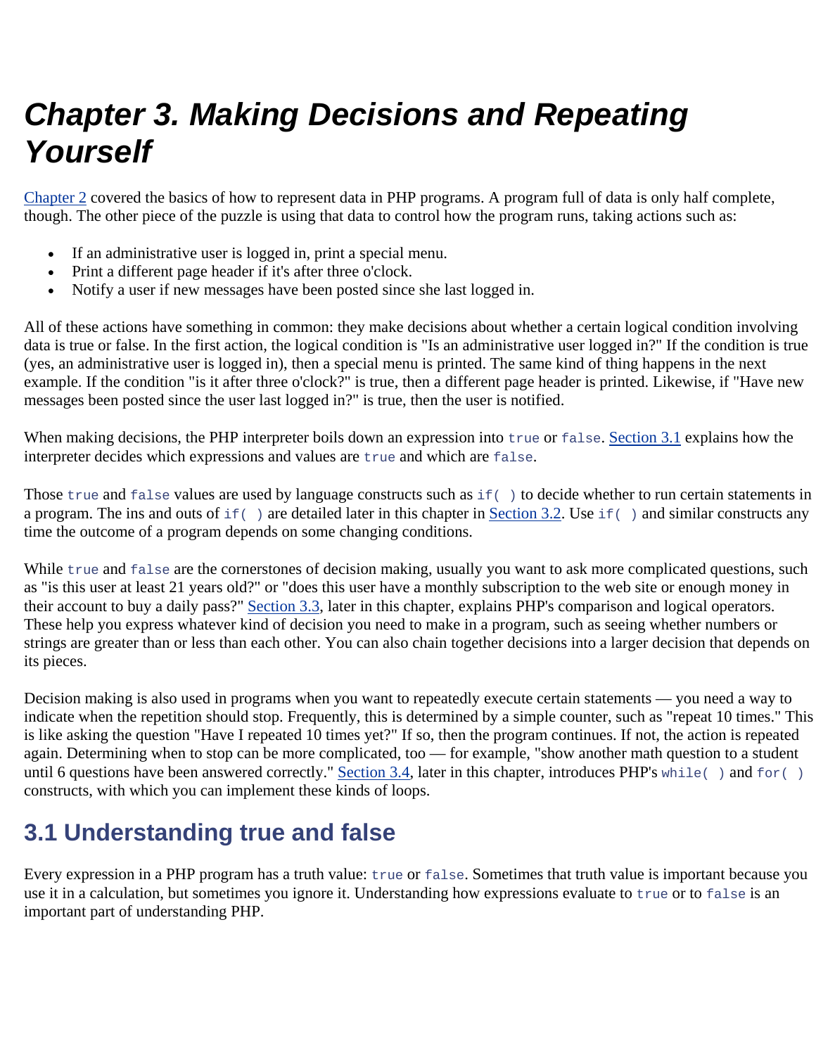# Chapter 3. Making Decisions and Repeating Yourself

Chapter 2 covered the basics of how to represent data in PHP programs. A program full of data is only half complete, though. The other piece of the puzzle is using that data to control how the program runs, taking actions such as:

- If an administrative user is logged in, print a special menu.
- Print a different page header if it's after three o'clock.
- Notify a user if new messages have been posted since she last logged in.

All of these actions have something in common: they make decisions about whether a certain logical condition involving data is true or false. In the first action, the logical condition is "Is an administrative user logged in?" If the condition is true (yes, an administrative user is logged in), then a special menu is printed. The same kind of thing happens in the next example. If the condition "is it after three o'clock?" is true, then a different page header is printed. Likewise, if "Have new messages been posted since the user last logged in?" is true, then the user is notified.

When making decisions, the PHP interpreter boils down an expression into `true` or `false`. Section 3.1 explains how the interpreter decides which expressions and values are `true` and which are `false`.

Those `true` and `false` values are used by language constructs such as `if( )` to decide whether to run certain statements in a program. The ins and outs of `if( )` are detailed later in this chapter in Section 3.2. Use `if( )` and similar constructs any time the outcome of a program depends on some changing conditions.

While `true` and `false` are the cornerstones of decision making, usually you want to ask more complicated questions, such as "is this user at least 21 years old?" or "does this user have a monthly subscription to the web site or enough money in their account to buy a daily pass?" Section 3.3, later in this chapter, explains PHP's comparison and logical operators. These help you express whatever kind of decision you need to make in a program, such as seeing whether numbers or strings are greater than or less than each other. You can also chain together decisions into a larger decision that depends on its pieces.

Decision making is also used in programs when you want to repeatedly execute certain statements — you need a way to indicate when the repetition should stop. Frequently, this is determined by a simple counter, such as "repeat 10 times." This is like asking the question "Have I repeated 10 times yet?" If so, then the program continues. If not, the action is repeated again. Determining when to stop can be more complicated, too — for example, "show another math question to a student until 6 questions have been answered correctly." Section 3.4, later in this chapter, introduces PHP's `while( )` and `for( )` constructs, with which you can implement these kinds of loops.

## 3.1 Understanding true and false

Every expression in a PHP program has a truth value: `true` or `false`. Sometimes that truth value is important because you use it in a calculation, but sometimes you ignore it. Understanding how expressions evaluate to `true` or to `false` is an important part of understanding PHP.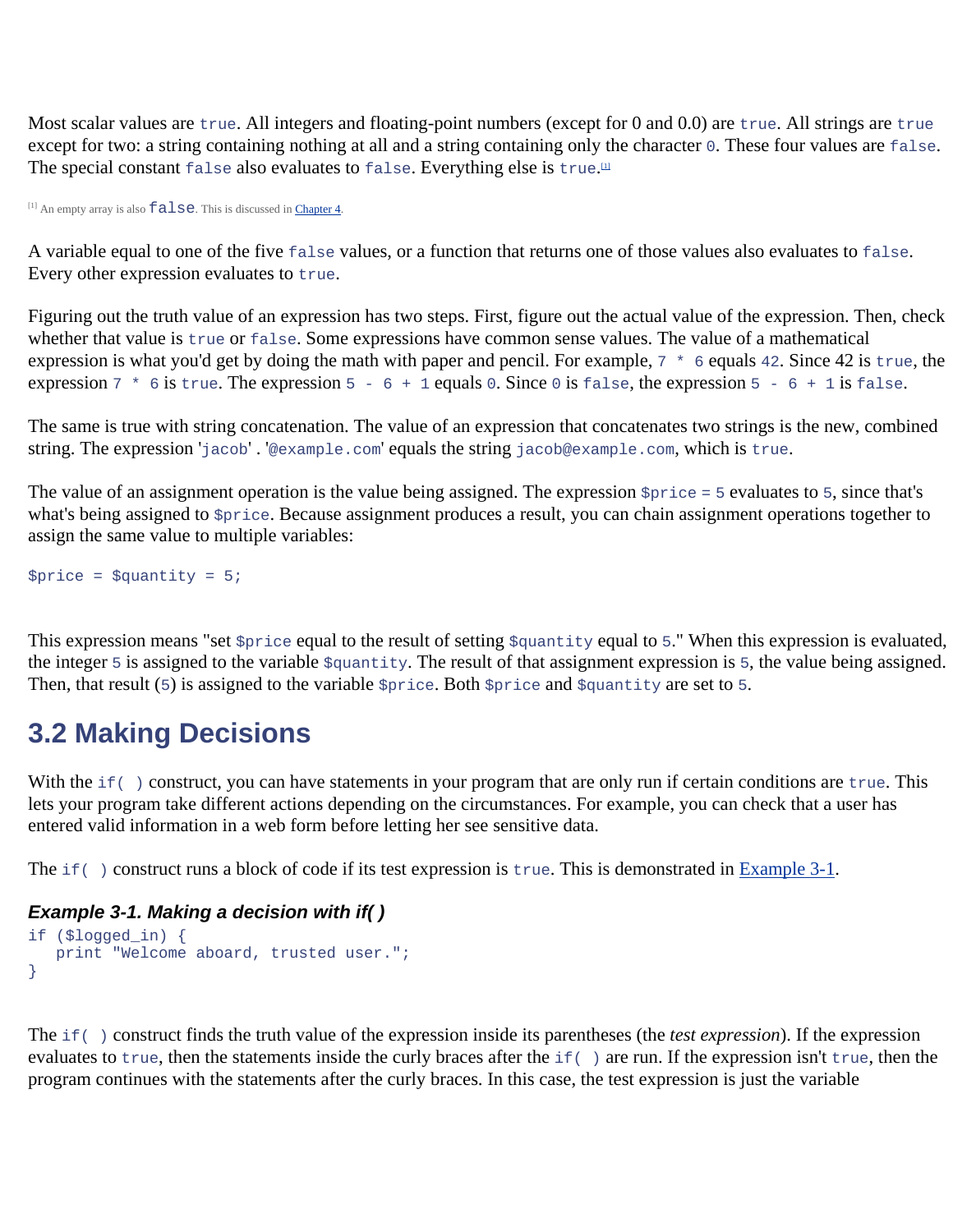Most scalar values are `true`. All integers and floating-point numbers (except for 0 and 0.0) are `true`. All strings are `true` except for two: a string containing nothing at all and a string containing only the character `0`. These four values are `false`. The special constant `false` also evaluates to `false`. Everything else is `true`.[1]

[1] An empty array is also `false`. This is discussed in Chapter 4.

A variable equal to one of the five `false` values, or a function that returns one of those values also evaluates to `false`. Every other expression evaluates to `true`.

Figuring out the truth value of an expression has two steps. First, figure out the actual value of the expression. Then, check whether that value is `true` or `false`. Some expressions have common sense values. The value of a mathematical expression is what you'd get by doing the math with paper and pencil. For example, `7 * 6` equals `42`. Since 42 is `true`, the expression `7 * 6` is `true`. The expression `5 - 6 + 1` equals `0`. Since `0` is `false`, the expression `5 - 6 + 1` is `false`.

The same is true with string concatenation. The value of an expression that concatenates two strings is the new, combined string. The expression '`jacob`' . '`@example.com`' equals the string `jacob@example.com`, which is `true`.

The value of an assignment operation is the value being assigned. The expression `$price = 5` evaluates to `5`, since that's what's being assigned to `$price`. Because assignment produces a result, you can chain assignment operations together to assign the same value to multiple variables:

```
$price = $quantity = 5;
```

This expression means "set `$price` equal to the result of setting `$quantity` equal to `5`." When this expression is evaluated, the integer `5` is assigned to the variable `$quantity`. The result of that assignment expression is `5`, the value being assigned. Then, that result (`5`) is assigned to the variable `$price`. Both `$price` and `$quantity` are set to `5`.

## 3.2 Making Decisions

With the `if( )` construct, you can have statements in your program that are only run if certain conditions are `true`. This lets your program take different actions depending on the circumstances. For example, you can check that a user has entered valid information in a web form before letting her see sensitive data.

The `if( )` construct runs a block of code if its test expression is `true`. This is demonstrated in Example 3-1.

### *Example 3-1. Making a decision with if( )*

```
if ($logged_in) {
   print "Welcome aboard, trusted user.";
}
```

The `if( )` construct finds the truth value of the expression inside its parentheses (the *test expression*). If the expression evaluates to `true`, then the statements inside the curly braces after the `if( )` are run. If the expression isn't `true`, then the program continues with the statements after the curly braces. In this case, the test expression is just the variable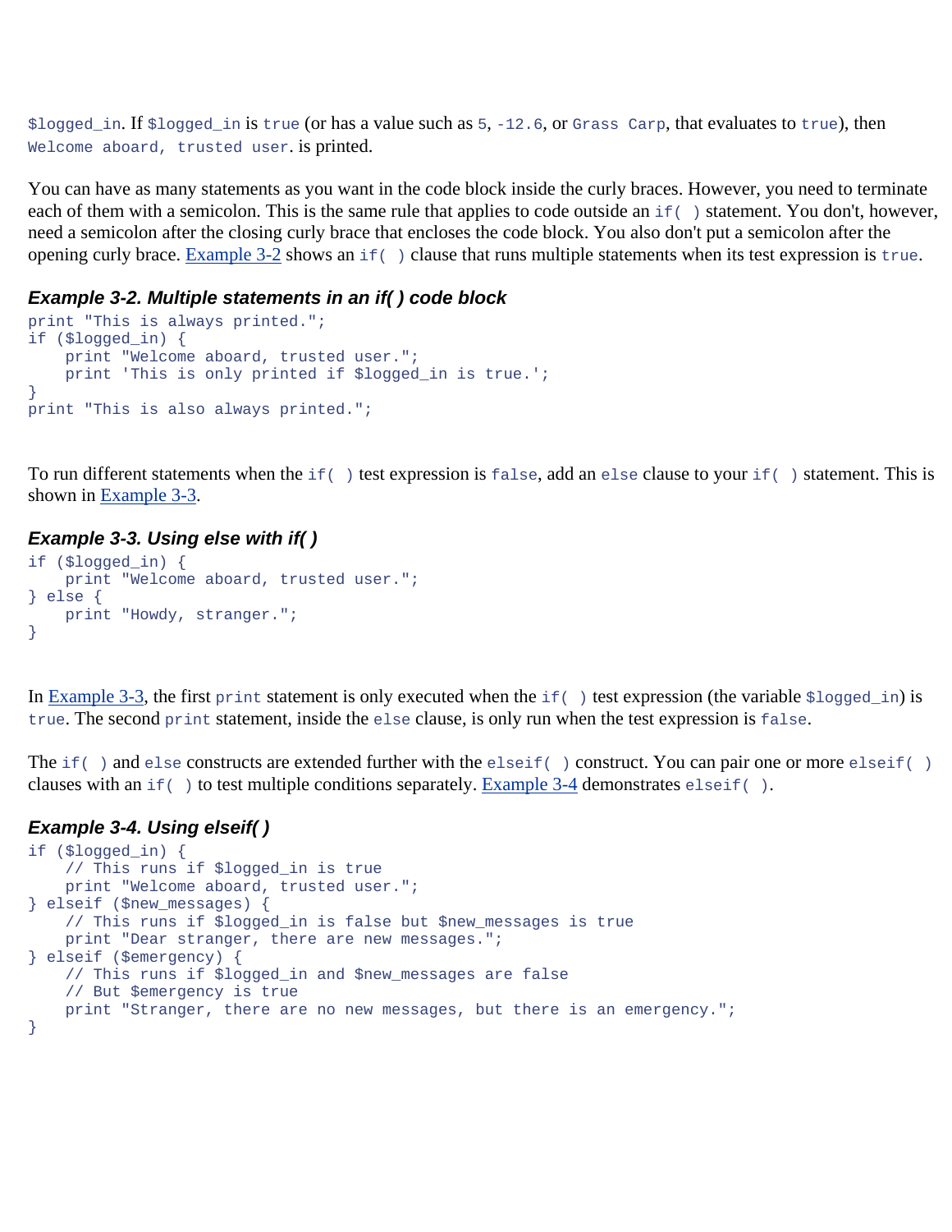`$logged_in`. If `$logged_in` is `true` (or has a value such as `5`, `-12.6`, or `Grass Carp`, that evaluates to `true`), then `Welcome aboard, trusted user`. is printed.

You can have as many statements as you want in the code block inside the curly braces. However, you need to terminate each of them with a semicolon. This is the same rule that applies to code outside an `if( )` statement. You don't, however, need a semicolon after the closing curly brace that encloses the code block. You also don't put a semicolon after the opening curly brace. Example 3-2 shows an `if( )` clause that runs multiple statements when its test expression is `true`.

#### *Example 3-2. Multiple statements in an if( ) code block*

```
print "This is always printed.";
if ($logged_in) {
    print "Welcome aboard, trusted user.";
    print 'This is only printed if $logged_in is true.';
}
print "This is also always printed.";
```

To run different statements when the `if( )` test expression is `false`, add an `else` clause to your `if( )` statement. This is shown in Example 3-3.

#### *Example 3-3. Using else with if( )*

```
if ($logged_in) {
    print "Welcome aboard, trusted user.";
} else {
    print "Howdy, stranger.";
}
```

In Example 3-3, the first `print` statement is only executed when the `if( )` test expression (the variable `$logged_in`) is `true`. The second `print` statement, inside the `else` clause, is only run when the test expression is `false`.

The `if( )` and `else` constructs are extended further with the `elseif( )` construct. You can pair one or more `elseif( )` clauses with an `if( )` to test multiple conditions separately. Example 3-4 demonstrates `elseif( )`.

#### *Example 3-4. Using elseif( )*

```
if ($logged_in) {
    // This runs if $logged_in is true
    print "Welcome aboard, trusted user.";
} elseif ($new_messages) {
    // This runs if $logged_in is false but $new_messages is true
    print "Dear stranger, there are new messages.";
} elseif ($emergency) {
    // This runs if $logged_in and $new_messages are false
    // But $emergency is true
    print "Stranger, there are no new messages, but there is an emergency.";
}
```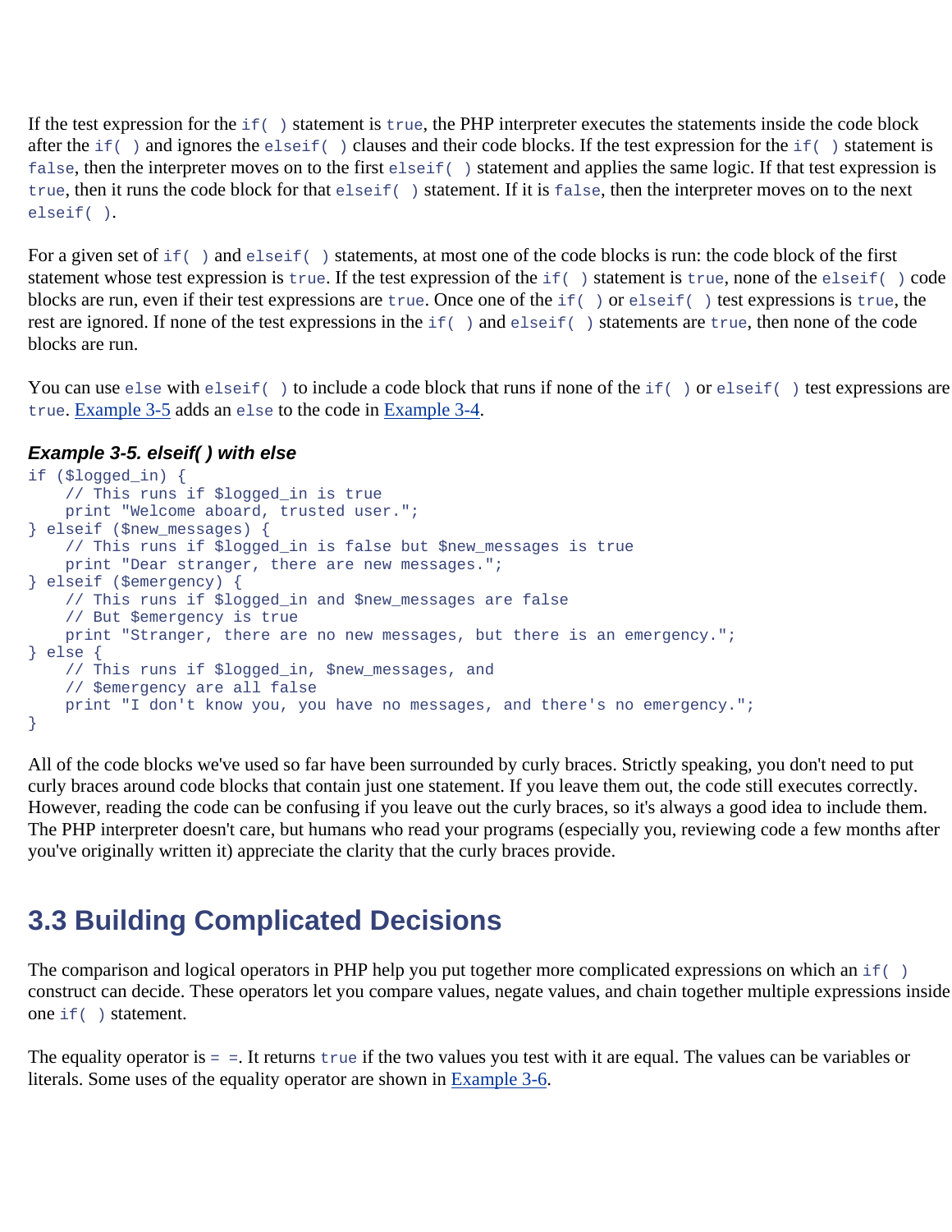If the test expression for the `if( )` statement is `true`, the PHP interpreter executes the statements inside the code block after the `if( )` and ignores the `elseif( )` clauses and their code blocks. If the test expression for the `if( )` statement is `false`, then the interpreter moves on to the first `elseif( )` statement and applies the same logic. If that test expression is `true`, then it runs the code block for that `elseif( )` statement. If it is `false`, then the interpreter moves on to the next `elseif( )`.

For a given set of `if( )` and `elseif( )` statements, at most one of the code blocks is run: the code block of the first statement whose test expression is `true`. If the test expression of the `if( )` statement is `true`, none of the `elseif( )` code blocks are run, even if their test expressions are `true`. Once one of the `if( )` or `elseif( )` test expressions is `true`, the rest are ignored. If none of the test expressions in the `if( )` and `elseif( )` statements are `true`, then none of the code blocks are run.

You can use `else` with `elseif( )` to include a code block that runs if none of the `if( )` or `elseif( )` test expressions are `true`. Example 3-5 adds an `else` to the code in Example 3-4.

***Example 3-5. elseif( ) with else***

```
if ($logged_in) {
    // This runs if $logged_in is true
    print "Welcome aboard, trusted user.";
} elseif ($new_messages) {
    // This runs if $logged_in is false but $new_messages is true
    print "Dear stranger, there are new messages.";
} elseif ($emergency) {
    // This runs if $logged_in and $new_messages are false
    // But $emergency is true
    print "Stranger, there are no new messages, but there is an emergency.";
} else {
    // This runs if $logged_in, $new_messages, and
    // $emergency are all false
    print "I don't know you, you have no messages, and there's no emergency.";
}
```

All of the code blocks we've used so far have been surrounded by curly braces. Strictly speaking, you don't need to put curly braces around code blocks that contain just one statement. If you leave them out, the code still executes correctly. However, reading the code can be confusing if you leave out the curly braces, so it's always a good idea to include them. The PHP interpreter doesn't care, but humans who read your programs (especially you, reviewing code a few months after you've originally written it) appreciate the clarity that the curly braces provide.

## 3.3 Building Complicated Decisions

The comparison and logical operators in PHP help you put together more complicated expressions on which an `if( )` construct can decide. These operators let you compare values, negate values, and chain together multiple expressions inside one `if( )` statement.

The equality operator is `= =`. It returns `true` if the two values you test with it are equal. The values can be variables or literals. Some uses of the equality operator are shown in Example 3-6.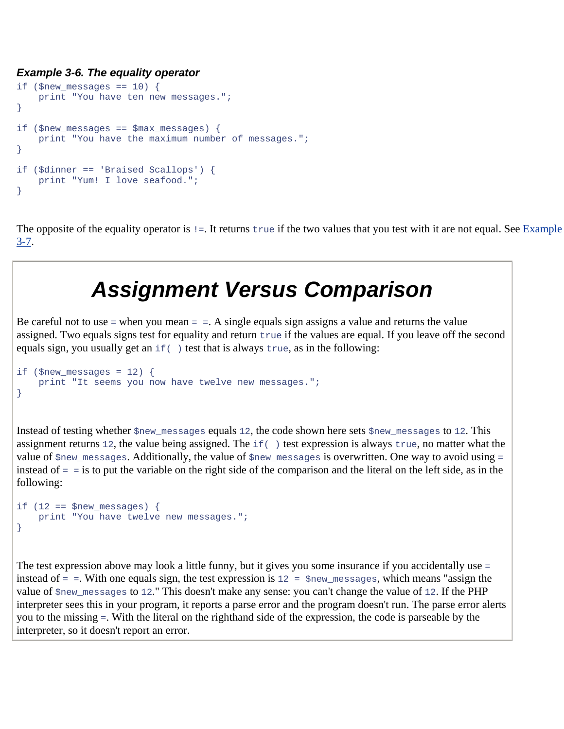***Example 3-6. The equality operator***

```
if ($new_messages == 10) {
    print "You have ten new messages.";
}

if ($new_messages == $max_messages) {
    print "You have the maximum number of messages.";
}

if ($dinner == 'Braised Scallops') {
    print "Yum! I love seafood.";
}
```

The opposite of the equality operator is `!=`. It returns `true` if the two values that you test with it are not equal. See Example 3-7.

## Assignment Versus Comparison

Be careful not to use `=` when you mean `= =`. A single equals sign assigns a value and returns the value assigned. Two equals signs test for equality and return `true` if the values are equal. If you leave off the second equals sign, you usually get an `if( )` test that is always `true`, as in the following:

```
if ($new_messages = 12) {
    print "It seems you now have twelve new messages.";
}
```

Instead of testing whether `$new_messages` equals `12`, the code shown here sets `$new_messages` to `12`. This assignment returns `12`, the value being assigned. The `if( )` test expression is always `true`, no matter what the value of `$new_messages`. Additionally, the value of `$new_messages` is overwritten. One way to avoid using `=` instead of `= =` is to put the variable on the right side of the comparison and the literal on the left side, as in the following:

```
if (12 == $new_messages) {
    print "You have twelve new messages.";
}
```

The test expression above may look a little funny, but it gives you some insurance if you accidentally use `=` instead of `= =`. With one equals sign, the test expression is `12 = $new_messages`, which means "assign the value of `$new_messages` to `12`." This doesn't make any sense: you can't change the value of `12`. If the PHP interpreter sees this in your program, it reports a parse error and the program doesn't run. The parse error alerts you to the missing `=`. With the literal on the righthand side of the expression, the code is parseable by the interpreter, so it doesn't report an error.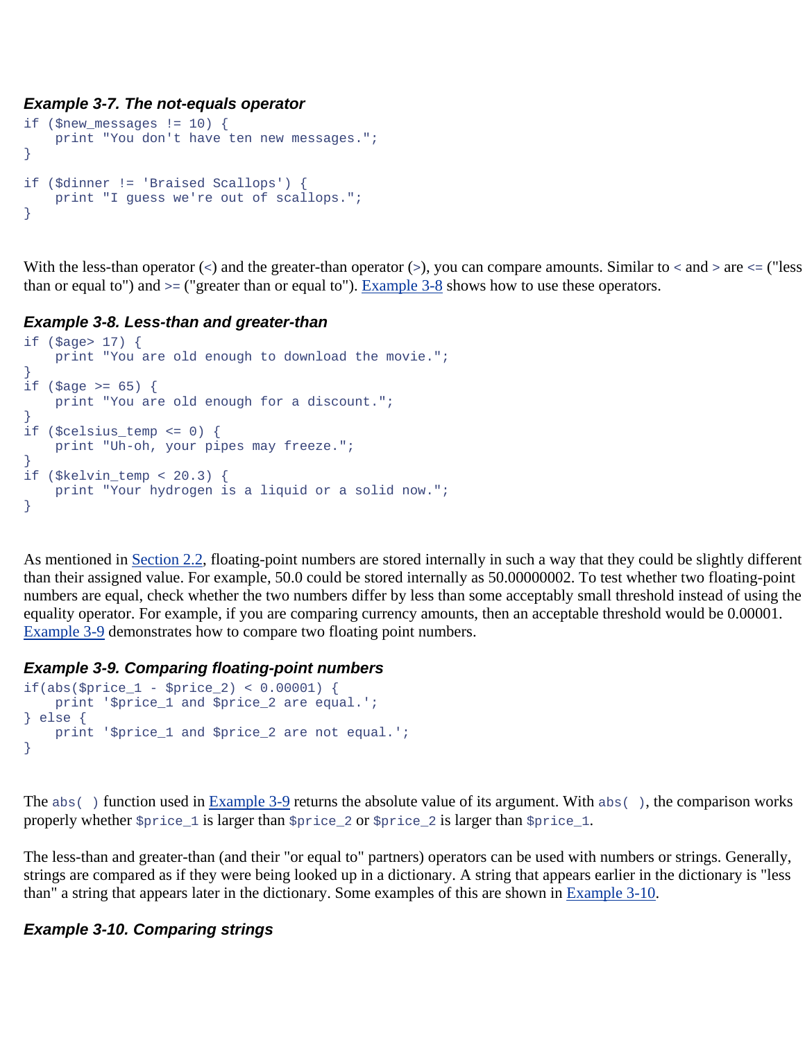#### *Example 3-7. The not-equals operator*

```
if ($new_messages != 10) {
    print "You don't have ten new messages.";
}

if ($dinner != 'Braised Scallops') {
    print "I guess we're out of scallops.";
}
```

With the less-than operator (<) and the greater-than operator (>), you can compare amounts. Similar to < and > are <= ("less than or equal to") and >= ("greater than or equal to"). Example 3-8 shows how to use these operators.

#### *Example 3-8. Less-than and greater-than*

```
if ($age> 17) {
    print "You are old enough to download the movie.";
}
if ($age >= 65) {
    print "You are old enough for a discount.";
}
if ($celsius_temp <= 0) {
    print "Uh-oh, your pipes may freeze.";
}
if ($kelvin_temp < 20.3) {
    print "Your hydrogen is a liquid or a solid now.";
}
```

As mentioned in Section 2.2, floating-point numbers are stored internally in such a way that they could be slightly different than their assigned value. For example, 50.0 could be stored internally as 50.00000002. To test whether two floating-point numbers are equal, check whether the two numbers differ by less than some acceptably small threshold instead of using the equality operator. For example, if you are comparing currency amounts, then an acceptable threshold would be 0.00001. Example 3-9 demonstrates how to compare two floating point numbers.

#### *Example 3-9. Comparing floating-point numbers*

```
if(abs($price_1 - $price_2) < 0.00001) {
    print '$price_1 and $price_2 are equal.';
} else {
    print '$price_1 and $price_2 are not equal.';
}
```

The `abs( )` function used in Example 3-9 returns the absolute value of its argument. With `abs( )`, the comparison works properly whether `$price_1` is larger than `$price_2` or `$price_2` is larger than `$price_1`.

The less-than and greater-than (and their "or equal to" partners) operators can be used with numbers or strings. Generally, strings are compared as if they were being looked up in a dictionary. A string that appears earlier in the dictionary is "less than" a string that appears later in the dictionary. Some examples of this are shown in Example 3-10.

#### *Example 3-10. Comparing strings*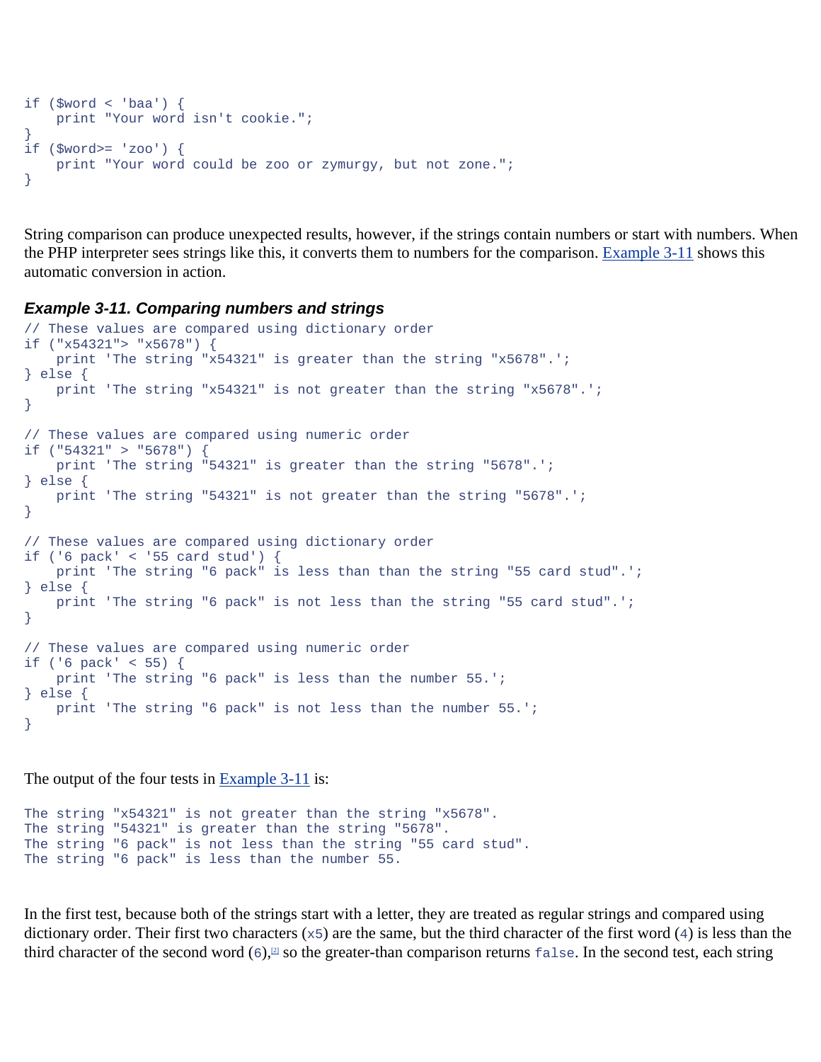```
if ($word < 'baa') {
    print "Your word isn't cookie.";
}
if ($word>= 'zoo') {
    print "Your word could be zoo or zymurgy, but not zone.";
}
```

String comparison can produce unexpected results, however, if the strings contain numbers or start with numbers. When the PHP interpreter sees strings like this, it converts them to numbers for the comparison. Example 3-11 shows this automatic conversion in action.

***Example 3-11. Comparing numbers and strings***

```
// These values are compared using dictionary order
if ("x54321"> "x5678") {
    print 'The string "x54321" is greater than the string "x5678".';
} else {
    print 'The string "x54321" is not greater than the string "x5678".';
}

// These values are compared using numeric order
if ("54321" > "5678") {
    print 'The string "54321" is greater than the string "5678".';
} else {
    print 'The string "54321" is not greater than the string "5678".';
}

// These values are compared using dictionary order
if ('6 pack' < '55 card stud') {
    print 'The string "6 pack" is less than than the string "55 card stud".';
} else {
    print 'The string "6 pack" is not less than the string "55 card stud".';
}

// These values are compared using numeric order
if ('6 pack' < 55) {
    print 'The string "6 pack" is less than the number 55.';
} else {
    print 'The string "6 pack" is not less than the number 55.';
}
```

The output of the four tests in Example 3-11 is:

```
The string "x54321" is not greater than the string "x5678".
The string "54321" is greater than the string "5678".
The string "6 pack" is not less than the string "55 card stud".
The string "6 pack" is less than the number 55.
```

In the first test, because both of the strings start with a letter, they are treated as regular strings and compared using dictionary order. Their first two characters (`x5`) are the same, but the third character of the first word (`4`) is less than the third character of the second word (`6`),[2] so the greater-than comparison returns `false`. In the second test, each string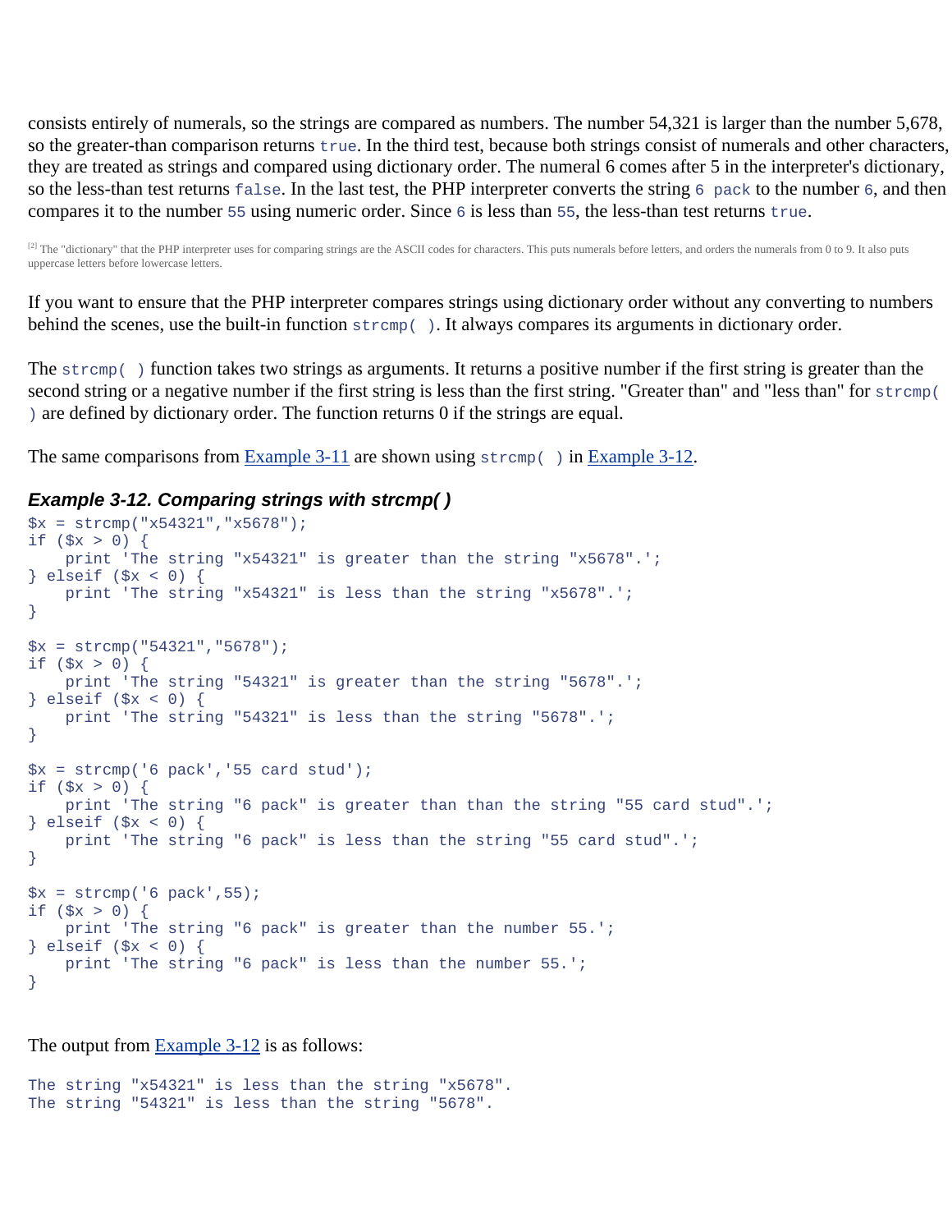consists entirely of numerals, so the strings are compared as numbers. The number 54,321 is larger than the number 5,678, so the greater-than comparison returns `true`. In the third test, because both strings consist of numerals and other characters, they are treated as strings and compared using dictionary order. The numeral 6 comes after 5 in the interpreter's dictionary, so the less-than test returns `false`. In the last test, the PHP interpreter converts the string `6 pack` to the number `6`, and then compares it to the number `55` using numeric order. Since `6` is less than `55`, the less-than test returns `true`.

[2] The "dictionary" that the PHP interpreter uses for comparing strings are the ASCII codes for characters. This puts numerals before letters, and orders the numerals from 0 to 9. It also puts uppercase letters before lowercase letters.

If you want to ensure that the PHP interpreter compares strings using dictionary order without any converting to numbers behind the scenes, use the built-in function `strcmp( )`. It always compares its arguments in dictionary order.

The `strcmp( )` function takes two strings as arguments. It returns a positive number if the first string is greater than the second string or a negative number if the first string is less than the first string. "Greater than" and "less than" for `strcmp( )` are defined by dictionary order. The function returns 0 if the strings are equal.

The same comparisons from Example 3-11 are shown using `strcmp( )` in Example 3-12.

### *Example 3-12. Comparing strings with strcmp( )*

```
$x = strcmp("x54321","x5678");
if ($x > 0) {
    print 'The string "x54321" is greater than the string "x5678".';
} elseif ($x < 0) {
    print 'The string "x54321" is less than the string "x5678".';
}

$x = strcmp("54321","5678");
if ($x > 0) {
    print 'The string "54321" is greater than the string "5678".';
} elseif ($x < 0) {
    print 'The string "54321" is less than the string "5678".';
}

$x = strcmp('6 pack','55 card stud');
if ($x > 0) {
    print 'The string "6 pack" is greater than than the string "55 card stud".';
} elseif ($x < 0) {
    print 'The string "6 pack" is less than the string "55 card stud".';
}

$x = strcmp('6 pack',55);
if ($x > 0) {
    print 'The string "6 pack" is greater than the number 55.';
} elseif ($x < 0) {
    print 'The string "6 pack" is less than the number 55.';
}
```

The output from Example 3-12 is as follows:

```
The string "x54321" is less than the string "x5678".
The string "54321" is less than the string "5678".
```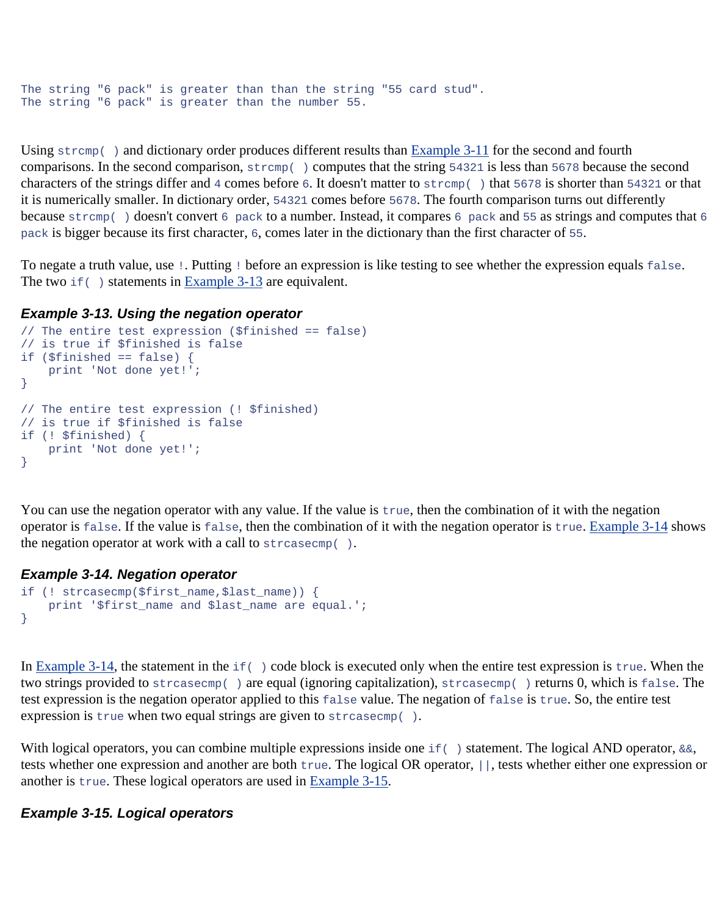```
The string "6 pack" is greater than than the string "55 card stud".
The string "6 pack" is greater than the number 55.
```

Using `strcmp( )` and dictionary order produces different results than Example 3-11 for the second and fourth comparisons. In the second comparison, `strcmp( )` computes that the string `54321` is less than `5678` because the second characters of the strings differ and `4` comes before `6`. It doesn't matter to `strcmp( )` that `5678` is shorter than `54321` or that it is numerically smaller. In dictionary order, `54321` comes before `5678`. The fourth comparison turns out differently because `strcmp( )` doesn't convert `6 pack` to a number. Instead, it compares `6 pack` and `55` as strings and computes that `6 pack` is bigger because its first character, `6`, comes later in the dictionary than the first character of `55`.

To negate a truth value, use `!`. Putting `!` before an expression is like testing to see whether the expression equals `false`. The two `if( )` statements in Example 3-13 are equivalent.

#### *Example 3-13. Using the negation operator*

```
// The entire test expression ($finished == false)
// is true if $finished is false
if ($finished == false) {
    print 'Not done yet!';
}

// The entire test expression (! $finished)
// is true if $finished is false
if (! $finished) {
    print 'Not done yet!';
}
```

You can use the negation operator with any value. If the value is `true`, then the combination of it with the negation operator is `false`. If the value is `false`, then the combination of it with the negation operator is `true`. Example 3-14 shows the negation operator at work with a call to `strcasecmp( )`.

#### *Example 3-14. Negation operator*

```
if (! strcasecmp($first_name,$last_name)) {
    print '$first_name and $last_name are equal.';
}
```

In Example 3-14, the statement in the `if( )` code block is executed only when the entire test expression is `true`. When the two strings provided to `strcasecmp( )` are equal (ignoring capitalization), `strcasecmp( )` returns 0, which is `false`. The test expression is the negation operator applied to this `false` value. The negation of `false` is `true`. So, the entire test expression is `true` when two equal strings are given to `strcasecmp( )`.

With logical operators, you can combine multiple expressions inside one `if( )` statement. The logical AND operator, `&&`, tests whether one expression and another are both `true`. The logical OR operator, `||`, tests whether either one expression or another is `true`. These logical operators are used in Example 3-15.

#### *Example 3-15. Logical operators*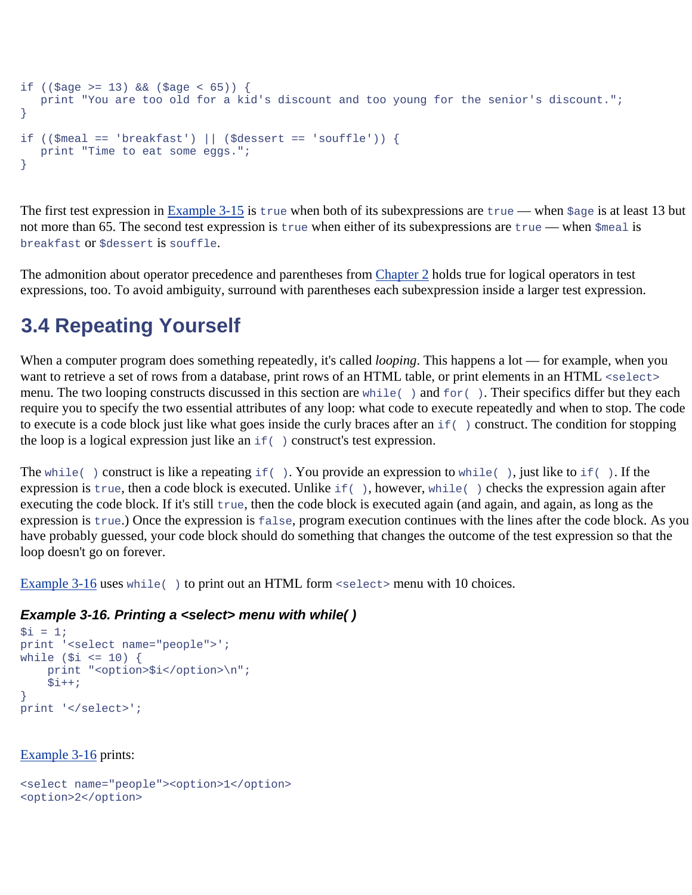```
if (($age >= 13) && ($age < 65)) {
   print "You are too old for a kid's discount and too young for the senior's discount.";
}

if (($meal == 'breakfast') || ($dessert == 'souffle')) {
   print "Time to eat some eggs.";
}
```

The first test expression in Example 3-15 is `true` when both of its subexpressions are `true` — when `$age` is at least 13 but not more than 65. The second test expression is `true` when either of its subexpressions are `true` — when `$meal` is `breakfast` or `$dessert` is `souffle`.

The admonition about operator precedence and parentheses from Chapter 2 holds true for logical operators in test expressions, too. To avoid ambiguity, surround with parentheses each subexpression inside a larger test expression.

## 3.4 Repeating Yourself

When a computer program does something repeatedly, it's called *looping*. This happens a lot — for example, when you want to retrieve a set of rows from a database, print rows of an HTML table, or print elements in an HTML `<select>` menu. The two looping constructs discussed in this section are `while( )` and `for( )`. Their specifics differ but they each require you to specify the two essential attributes of any loop: what code to execute repeatedly and when to stop. The code to execute is a code block just like what goes inside the curly braces after an `if( )` construct. The condition for stopping the loop is a logical expression just like an `if( )` construct's test expression.

The `while( )` construct is like a repeating `if( )`. You provide an expression to `while( )`, just like to `if( )`. If the expression is `true`, then a code block is executed. Unlike `if( )`, however, `while( )` checks the expression again after executing the code block. If it's still `true`, then the code block is executed again (and again, and again, as long as the expression is `true`.) Once the expression is `false`, program execution continues with the lines after the code block. As you have probably guessed, your code block should do something that changes the outcome of the test expression so that the loop doesn't go on forever.

Example 3-16 uses `while( )` to print out an HTML form `<select>` menu with 10 choices.

***Example 3-16. Printing a <select> menu with while( )***

```
$i = 1;
print '<select name="people">';
while ($i <= 10) {
    print "<option>$i</option>\n";
    $i++;
}
print '</select>';
```

Example 3-16 prints:

```
<select name="people"><option>1</option>
<option>2</option>
```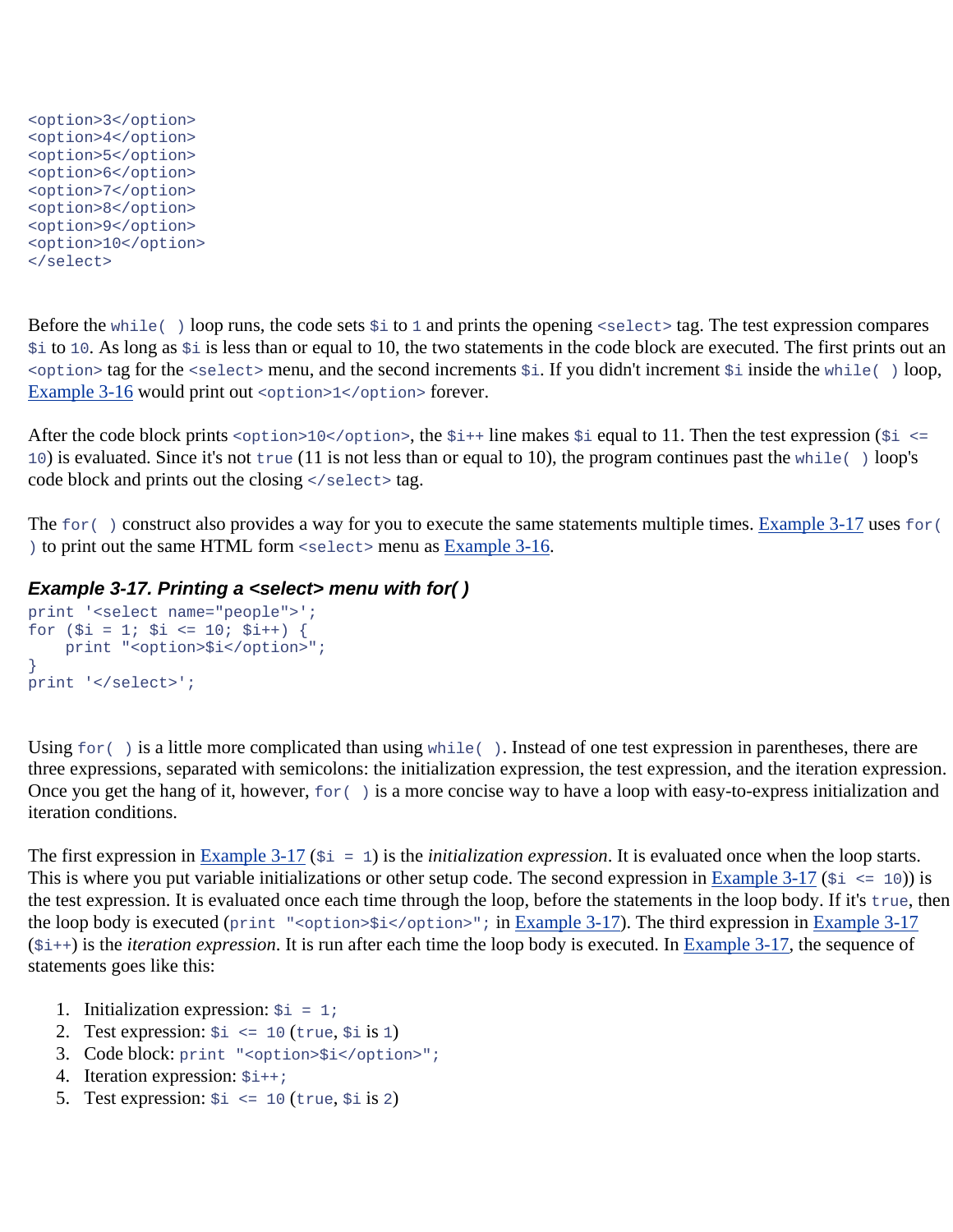```
<option>3</option>
<option>4</option>
<option>5</option>
<option>6</option>
<option>7</option>
<option>8</option>
<option>9</option>
<option>10</option>
</select>
```

Before the `while( )` loop runs, the code sets `$i` to `1` and prints the opening `<select>` tag. The test expression compares `$i` to `10`. As long as `$i` is less than or equal to 10, the two statements in the code block are executed. The first prints out an `<option>` tag for the `<select>` menu, and the second increments `$i`. If you didn't increment `$i` inside the `while( )` loop, Example 3-16 would print out `<option>1</option>` forever.

After the code block prints `<option>10</option>`, the `$i++` line makes `$i` equal to 11. Then the test expression (`$i <= 10`) is evaluated. Since it's not `true` (11 is not less than or equal to 10), the program continues past the `while( )` loop's code block and prints out the closing `</select>` tag.

The `for( )` construct also provides a way for you to execute the same statements multiple times. Example 3-17 uses `for( )` to print out the same HTML form `<select>` menu as Example 3-16.

### *Example 3-17. Printing a <select> menu with for( )*

```
print '<select name="people">';
for ($i = 1; $i <= 10; $i++) {
    print "<option>$i</option>";
}
print '</select>';
```

Using `for( )` is a little more complicated than using `while( )`. Instead of one test expression in parentheses, there are three expressions, separated with semicolons: the initialization expression, the test expression, and the iteration expression. Once you get the hang of it, however, `for( )` is a more concise way to have a loop with easy-to-express initialization and iteration conditions.

The first expression in Example 3-17 (`$i = 1`) is the *initialization expression*. It is evaluated once when the loop starts. This is where you put variable initializations or other setup code. The second expression in Example 3-17 (`$i <= 10`) is the test expression. It is evaluated once each time through the loop, before the statements in the loop body. If it's `true`, then the loop body is executed (`print "<option>$i</option>";` in Example 3-17). The third expression in Example 3-17 (`$i++`) is the *iteration expression*. It is run after each time the loop body is executed. In Example 3-17, the sequence of statements goes like this:

1. Initialization expression: `$i = 1;`
2. Test expression: `$i <= 10` (`true`, `$i` is `1`)
3. Code block: `print "<option>$i</option>";`
4. Iteration expression: `$i++;`
5. Test expression: `$i <= 10` (`true`, `$i` is `2`)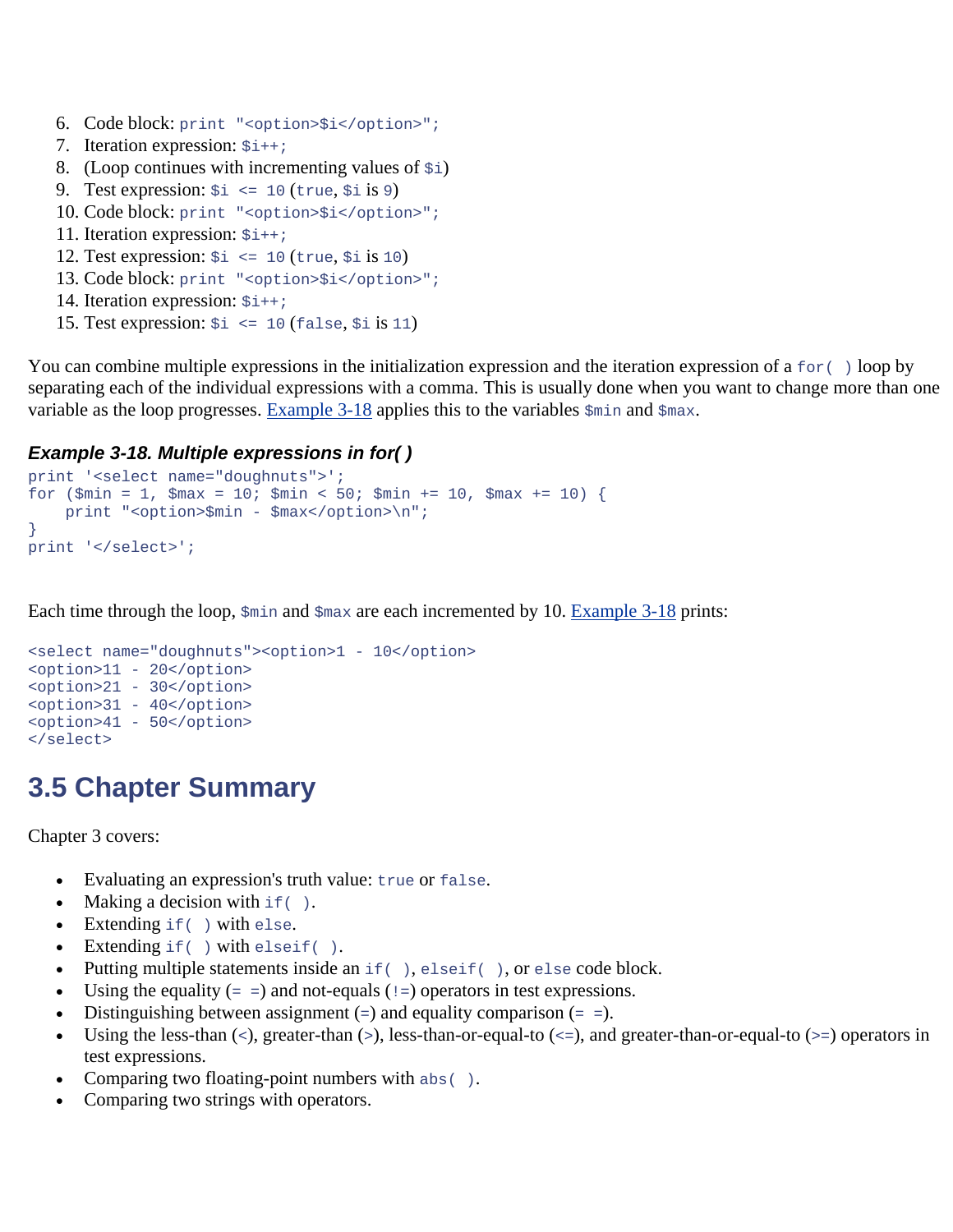6. Code block: `print "<option>$i</option>";`
7. Iteration expression: `$i++;`
8. (Loop continues with incrementing values of `$i`)
9. Test expression: `$i <= 10` (`true`, `$i` is `9`)
10. Code block: `print "<option>$i</option>";`
11. Iteration expression: `$i++;`
12. Test expression: `$i <= 10` (`true`, `$i` is `10`)
13. Code block: `print "<option>$i</option>";`
14. Iteration expression: `$i++;`
15. Test expression: `$i <= 10` (`false`, `$i` is `11`)

You can combine multiple expressions in the initialization expression and the iteration expression of a `for( )` loop by separating each of the individual expressions with a comma. This is usually done when you want to change more than one variable as the loop progresses. Example 3-18 applies this to the variables `$min` and `$max`.

### *Example 3-18. Multiple expressions in for( )*

```
print '<select name="doughnuts">';
for ($min = 1, $max = 10; $min < 50; $min += 10, $max += 10) {
    print "<option>$min - $max</option>\n";
}
print '</select>';
```

Each time through the loop, `$min` and `$max` are each incremented by 10. Example 3-18 prints:

```
<select name="doughnuts"><option>1 - 10</option>
<option>11 - 20</option>
<option>21 - 30</option>
<option>31 - 40</option>
<option>41 - 50</option>
</select>
```

## 3.5 Chapter Summary

Chapter 3 covers:

- Evaluating an expression's truth value: `true` or `false`.
- Making a decision with `if( )`.
- Extending `if( )` with `else`.
- Extending `if( )` with `elseif( )`.
- Putting multiple statements inside an `if( )`, `elseif( )`, or `else` code block.
- Using the equality (`= =`) and not-equals (`!=`) operators in test expressions.
- Distinguishing between assignment (`=`) and equality comparison (`= =`).
- Using the less-than (`<`), greater-than (`>`), less-than-or-equal-to (`<=`), and greater-than-or-equal-to (`>=`) operators in test expressions.
- Comparing two floating-point numbers with `abs( )`.
- Comparing two strings with operators.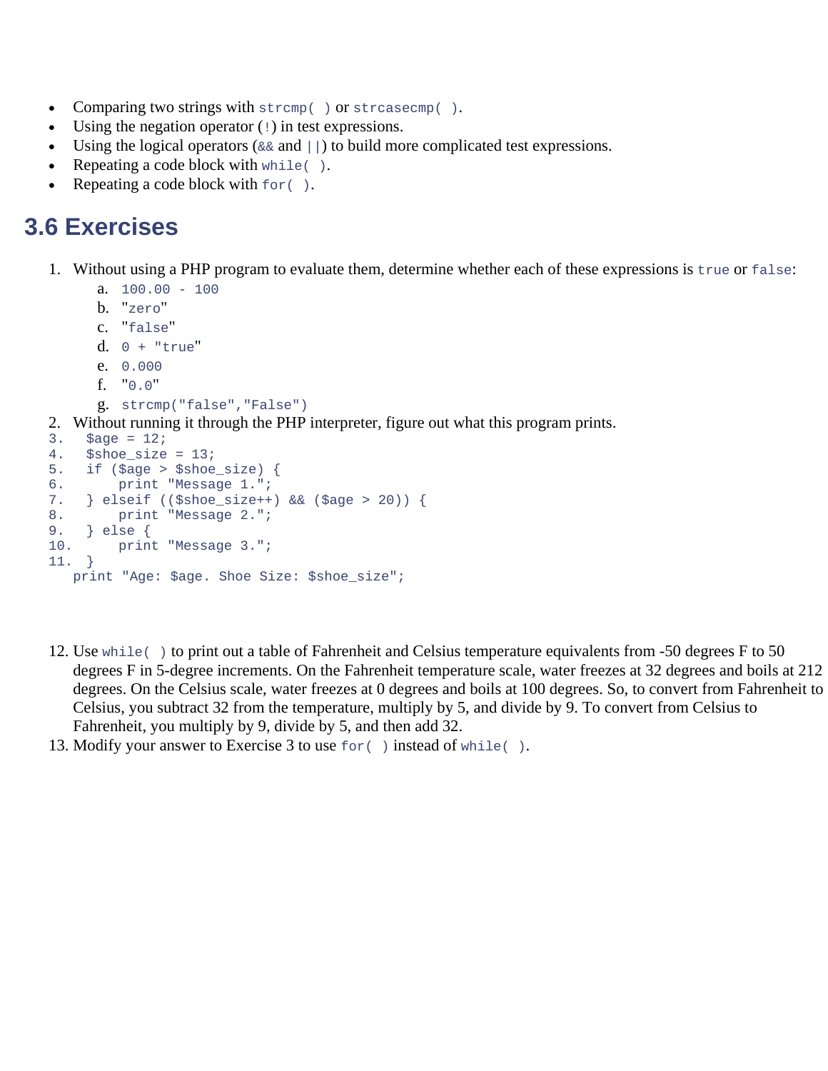- Comparing two strings with `strcmp( )` or `strcasecmp( )`.
- Using the negation operator (`!`) in test expressions.
- Using the logical operators (`&&` and `||`) to build more complicated test expressions.
- Repeating a code block with `while( )`.
- Repeating a code block with `for( )`.

## 3.6 Exercises

1. Without using a PHP program to evaluate them, determine whether each of these expressions is `true` or `false`:
   a. `100.00 - 100`
   b. `"zero"`
   c. `"false"`
   d. `0 + "true"`
   e. `0.000`
   f. `"0.0"`
   g. `strcmp("false","False")`
2. Without running it through the PHP interpreter, figure out what this program prints.

```
3.  $age = 12;
4.  $shoe_size = 13;
5.  if ($age > $shoe_size) {
6.      print "Message 1.";
7.  } elseif (($shoe_size++) && ($age > 20)) {
8.      print "Message 2.";
9.  } else {
10.     print "Message 3.";
11. }
    print "Age: $age. Shoe Size: $shoe_size";
```

12. Use `while( )` to print out a table of Fahrenheit and Celsius temperature equivalents from -50 degrees F to 50 degrees F in 5-degree increments. On the Fahrenheit temperature scale, water freezes at 32 degrees and boils at 212 degrees. On the Celsius scale, water freezes at 0 degrees and boils at 100 degrees. So, to convert from Fahrenheit to Celsius, you subtract 32 from the temperature, multiply by 5, and divide by 9. To convert from Celsius to Fahrenheit, you multiply by 9, divide by 5, and then add 32.
13. Modify your answer to Exercise 3 to use `for( )` instead of `while( )`.